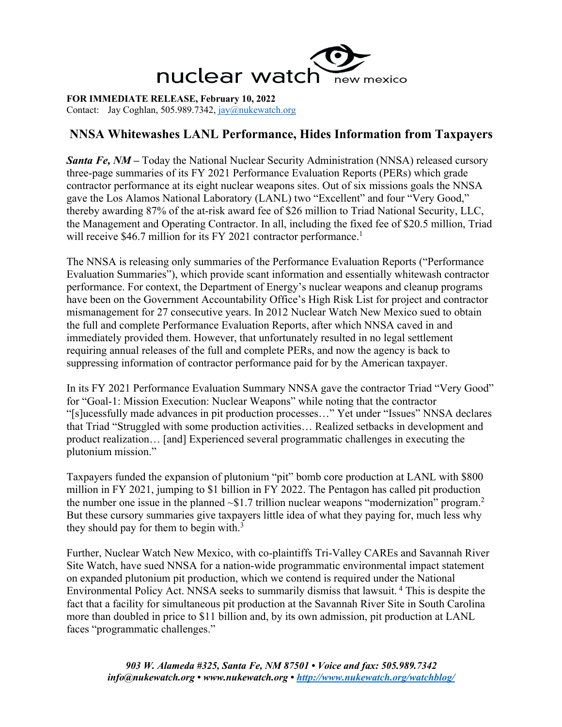nuclear watch new mexico

**FOR IMMEDIATE RELEASE, February 10, 2022**
Contact: Jay Coghlan, 505.989.7342, jay@nukewatch.org

## NNSA Whitewashes LANL Performance, Hides Information from Taxpayers

***Santa Fe, NM –*** Today the National Nuclear Security Administration (NNSA) released cursory three-page summaries of its FY 2021 Performance Evaluation Reports (PERs) which grade contractor performance at its eight nuclear weapons sites. Out of six missions goals the NNSA gave the Los Alamos National Laboratory (LANL) two "Excellent" and four "Very Good," thereby awarding 87% of the at-risk award fee of $26 million to Triad National Security, LLC, the Management and Operating Contractor. In all, including the fixed fee of $20.5 million, Triad will receive $46.7 million for its FY 2021 contractor performance.[1]

The NNSA is releasing only summaries of the Performance Evaluation Reports ("Performance Evaluation Summaries"), which provide scant information and essentially whitewash contractor performance. For context, the Department of Energy's nuclear weapons and cleanup programs have been on the Government Accountability Office's High Risk List for project and contractor mismanagement for 27 consecutive years. In 2012 Nuclear Watch New Mexico sued to obtain the full and complete Performance Evaluation Reports, after which NNSA caved in and immediately provided them. However, that unfortunately resulted in no legal settlement requiring annual releases of the full and complete PERs, and now the agency is back to suppressing information of contractor performance paid for by the American taxpayer.

In its FY 2021 Performance Evaluation Summary NNSA gave the contractor Triad "Very Good" for "Goal-1: Mission Execution: Nuclear Weapons" while noting that the contractor "[s]ucessfully made advances in pit production processes…" Yet under "Issues" NNSA declares that Triad "Struggled with some production activities… Realized setbacks in development and product realization… [and] Experienced several programmatic challenges in executing the plutonium mission."

Taxpayers funded the expansion of plutonium "pit" bomb core production at LANL with $800 million in FY 2021, jumping to $1 billion in FY 2022. The Pentagon has called pit production the number one issue in the planned ~$1.7 trillion nuclear weapons "modernization" program.[2] But these cursory summaries give taxpayers little idea of what they paying for, much less why they should pay for them to begin with.[3]

Further, Nuclear Watch New Mexico, with co-plaintiffs Tri-Valley CAREs and Savannah River Site Watch, have sued NNSA for a nation-wide programmatic environmental impact statement on expanded plutonium pit production, which we contend is required under the National Environmental Policy Act. NNSA seeks to summarily dismiss that lawsuit.[4] This is despite the fact that a facility for simultaneous pit production at the Savannah River Site in South Carolina more than doubled in price to $11 billion and, by its own admission, pit production at LANL faces "programmatic challenges."

*903 W. Alameda #325, Santa Fe, NM 87501 • Voice and fax: 505.989.7342*
*info@nukewatch.org • www.nukewatch.org • http://www.nukewatch.org/watchblog/*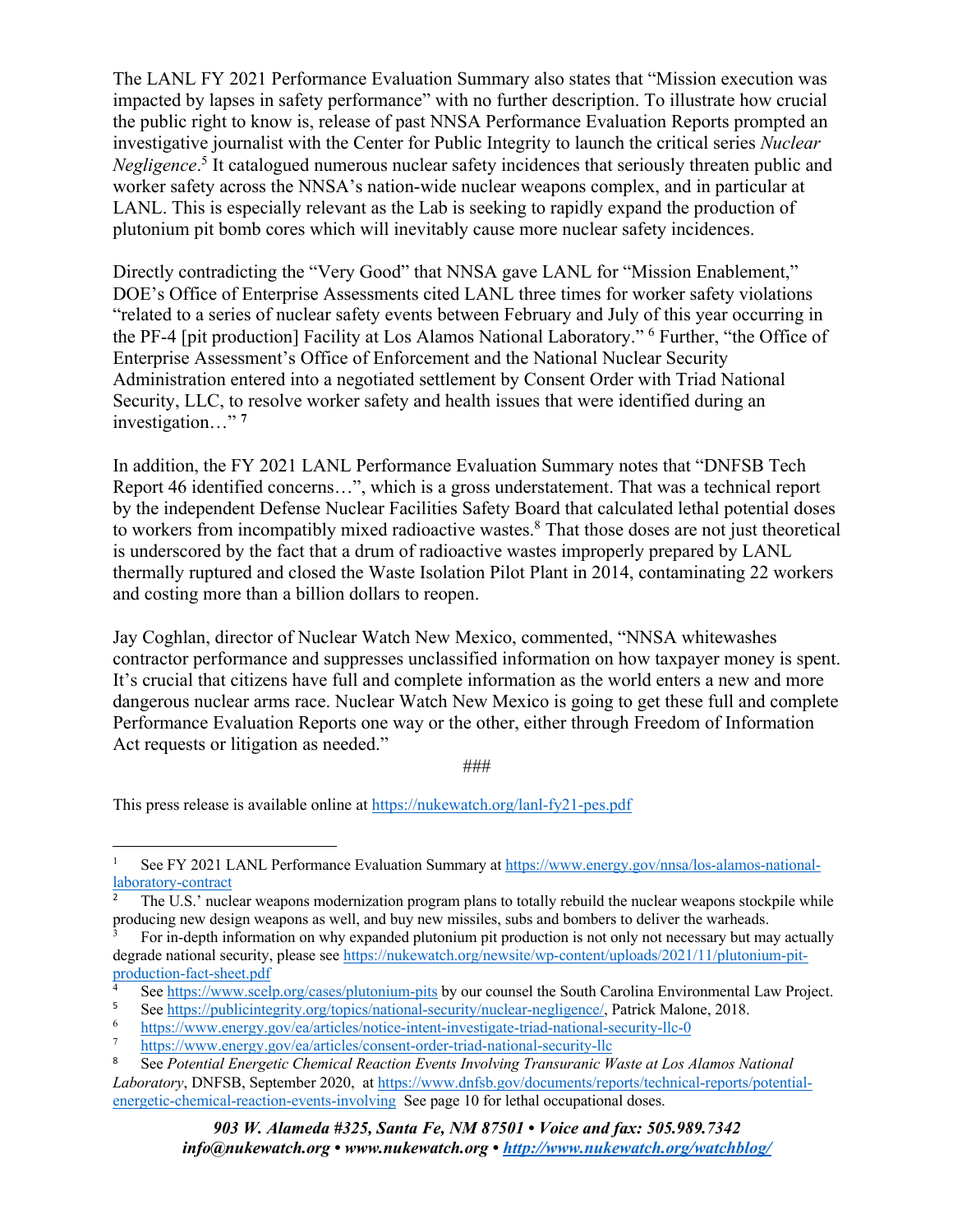The LANL FY 2021 Performance Evaluation Summary also states that "Mission execution was impacted by lapses in safety performance" with no further description. To illustrate how crucial the public right to know is, release of past NNSA Performance Evaluation Reports prompted an investigative journalist with the Center for Public Integrity to launch the critical series *Nuclear Negligence*.[5] It catalogued numerous nuclear safety incidences that seriously threaten public and worker safety across the NNSA's nation-wide nuclear weapons complex, and in particular at LANL. This is especially relevant as the Lab is seeking to rapidly expand the production of plutonium pit bomb cores which will inevitably cause more nuclear safety incidences.

Directly contradicting the "Very Good" that NNSA gave LANL for "Mission Enablement," DOE's Office of Enterprise Assessments cited LANL three times for worker safety violations "related to a series of nuclear safety events between February and July of this year occurring in the PF-4 [pit production] Facility at Los Alamos National Laboratory." [6] Further, "the Office of Enterprise Assessment's Office of Enforcement and the National Nuclear Security Administration entered into a negotiated settlement by Consent Order with Triad National Security, LLC, to resolve worker safety and health issues that were identified during an investigation…" [7]

In addition, the FY 2021 LANL Performance Evaluation Summary notes that "DNFSB Tech Report 46 identified concerns…", which is a gross understatement. That was a technical report by the independent Defense Nuclear Facilities Safety Board that calculated lethal potential doses to workers from incompatibly mixed radioactive wastes.[8] That those doses are not just theoretical is underscored by the fact that a drum of radioactive wastes improperly prepared by LANL thermally ruptured and closed the Waste Isolation Pilot Plant in 2014, contaminating 22 workers and costing more than a billion dollars to reopen.

Jay Coghlan, director of Nuclear Watch New Mexico, commented, "NNSA whitewashes contractor performance and suppresses unclassified information on how taxpayer money is spent. It's crucial that citizens have full and complete information as the world enters a new and more dangerous nuclear arms race. Nuclear Watch New Mexico is going to get these full and complete Performance Evaluation Reports one way or the other, either through Freedom of Information Act requests or litigation as needed."

###

This press release is available online at https://nukewatch.org/lanl-fy21-pes.pdf

---

[1] See FY 2021 LANL Performance Evaluation Summary at https://www.energy.gov/nnsa/los-alamos-national-laboratory-contract

[2] The U.S.' nuclear weapons modernization program plans to totally rebuild the nuclear weapons stockpile while producing new design weapons as well, and buy new missiles, subs and bombers to deliver the warheads.

[3] For in-depth information on why expanded plutonium pit production is not only not necessary but may actually degrade national security, please see https://nukewatch.org/newsite/wp-content/uploads/2021/11/plutonium-pit-production-fact-sheet.pdf

[4] See https://www.scelp.org/cases/plutonium-pits by our counsel the South Carolina Environmental Law Project.

[5] See https://publicintegrity.org/topics/national-security/nuclear-negligence/, Patrick Malone, 2018.

[6] https://www.energy.gov/ea/articles/notice-intent-investigate-triad-national-security-llc-0

[7] https://www.energy.gov/ea/articles/consent-order-triad-national-security-llc

[8] See *Potential Energetic Chemical Reaction Events Involving Transuranic Waste at Los Alamos National Laboratory*, DNFSB, September 2020, at https://www.dnfsb.gov/documents/reports/technical-reports/potential-energetic-chemical-reaction-events-involving See page 10 for lethal occupational doses.

***903 W. Alameda #325, Santa Fe, NM 87501 • Voice and fax: 505.989.7342***
***info@nukewatch.org • www.nukewatch.org • http://www.nukewatch.org/watchblog/***